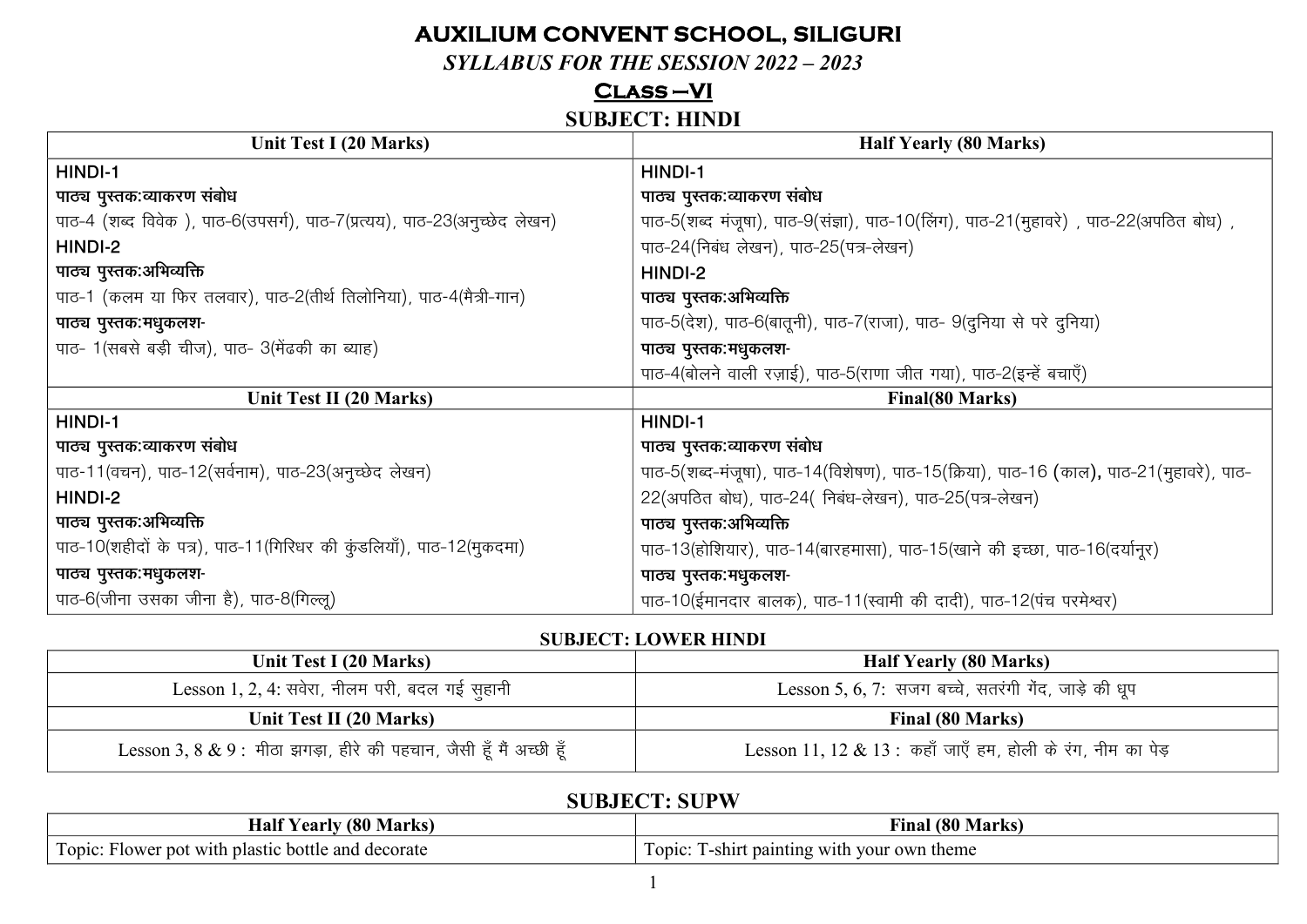# AUXILIUM CONVENT SCHOOL, SILIGURI

*SYLLABUS FOR THE SESSION 2022 – 2023*

## Class –VI

### SUBJECT: HINDI

| Unit Test I (20 Marks) | Half Yearly (80 Marks) |
|---|---|
| HINDI-1<br>**पाठ्य पुस्तक:व्याकरण संबोध**<br>पाठ-4 (शब्द विवेक ), पाठ-6(उपसर्ग), पाठ-7(प्रत्यय), पाठ-23(अनुच्छेद लेखन)<br>HINDI-2<br>**पाठ्य पुस्तक:अभिव्यक्ति**<br>पाठ-1 (कलम या फिर तलवार), पाठ-2(तीर्थ तिलोनिया), पाठ-4(मैत्री-गान)<br>**पाठ्य पुस्तक:मधुकलश-**<br>पाठ- 1(सबसे बड़ी चीज), पाठ- 3(मेंढकी का ब्याह) | HINDI-1<br>**पाठ्य पुस्तक:व्याकरण संबोध**<br>पाठ-5(शब्द मंजूषा), पाठ-9(संज्ञा), पाठ-10(लिंग), पाठ-21(मुहावरे) , पाठ-22(अपठित बोध) , पाठ-24(निबंध लेखन), पाठ-25(पत्र-लेखन)<br>HINDI-2<br>**पाठ्य पुस्तक:अभिव्यक्ति**<br>पाठ-5(देश), पाठ-6(बातूनी), पाठ-7(राजा), पाठ- 9(दुनिया से परे दुनिया)<br>**पाठ्य पुस्तक:मधुकलश-**<br>पाठ-4(बोलने वाली रज़ाई), पाठ-5(राणा जीत गया), पाठ-2(इन्हें बचाएँ) |
| **Unit Test II (20 Marks)** | **Final(80 Marks)** |
| HINDI-1<br>**पाठ्य पुस्तक:व्याकरण संबोध**<br>पाठ-11(वचन), पाठ-12(सर्वनाम), पाठ-23(अनुच्छेद लेखन)<br>HINDI-2<br>**पाठ्य पुस्तक:अभिव्यक्ति**<br>पाठ-10(शहीदों के पत्र), पाठ-11(गिरिधर की कुंडलियाँ), पाठ-12(मुकदमा)<br>**पाठ्य पुस्तक:मधुकलश-**<br>पाठ-6(जीना उसका जीना है), पाठ-8(गिल्लू) | HINDI-1<br>**पाठ्य पुस्तक:व्याकरण संबोध**<br>पाठ-5(शब्द-मंजूषा), पाठ-14(विशेषण), पाठ-15(क्रिया), पाठ-16 **(**काल**),** पाठ-21(मुहावरे), पाठ-22(अपठित बोध), पाठ-24( निबंध-लेखन), पाठ-25(पत्र-लेखन)<br>**पाठ्य पुस्तक:अभिव्यक्ति**<br>पाठ-13(होशियार), पाठ-14(बारहमासा), पाठ-15(खाने की इच्छा, पाठ-16(दर्यानूर)<br>**पाठ्य पुस्तक:मधुकलश-**<br>पाठ-10(ईमानदार बालक), पाठ-11(स्वामी की दादी), पाठ-12(पंच परमेश्वर) |

### SUBJECT: LOWER HINDI

| Unit Test I (20 Marks) | Half Yearly (80 Marks) |
|---|---|
| Lesson 1, 2, 4: सवेरा, नीलम परी, बदल गई सुहानी | Lesson 5, 6, 7: सजग बच्चे, सतरंगी गेंद, जाड़े की धूप |
| **Unit Test II (20 Marks)** | **Final (80 Marks)** |
| Lesson 3, 8 & 9 : मीठा झगड़ा, हीरे की पहचान, जैसी हूँ मैं अच्छी हूँ | Lesson 11, 12 & 13 : कहाँ जाएँ हम, होली के रंग, नीम का पेड़ |

### SUBJECT: SUPW

| Half Yearly (80 Marks) | Final (80 Marks) |
|---|---|
| Topic: Flower pot with plastic bottle and decorate | Topic: T-shirt painting with your own theme |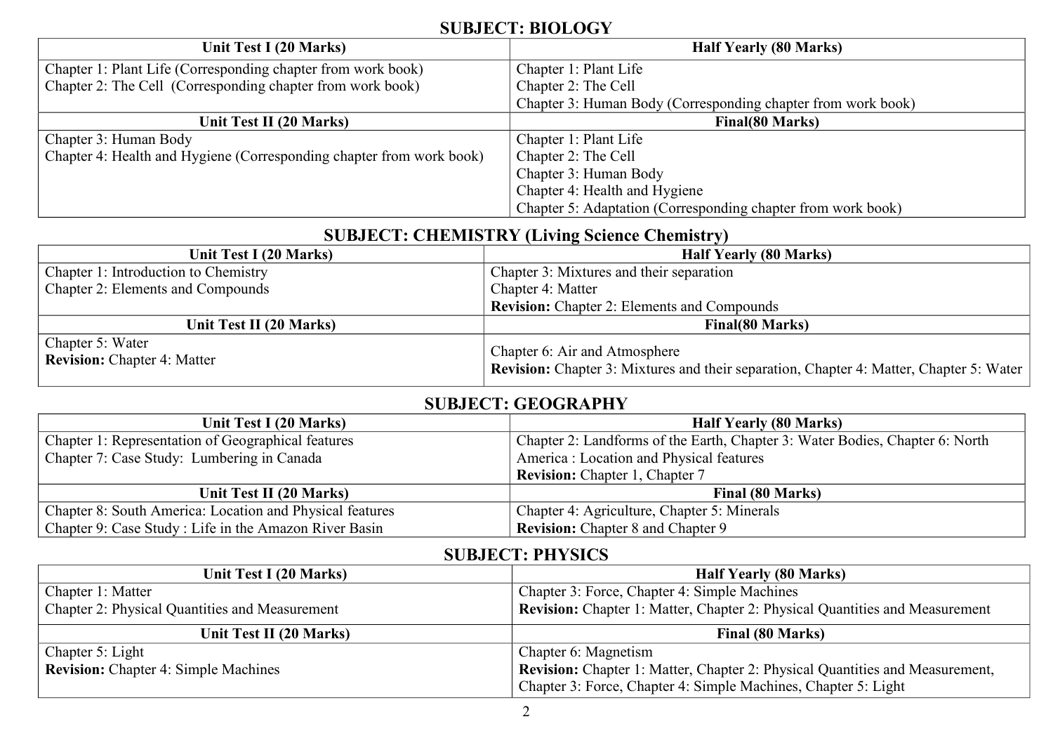## SUBJECT: BIOLOGY

| Unit Test I (20 Marks) | Half Yearly (80 Marks) |
| --- | --- |
| Chapter 1: Plant Life (Corresponding chapter from work book)<br>Chapter 2: The Cell (Corresponding chapter from work book) | Chapter 1: Plant Life<br>Chapter 2: The Cell<br>Chapter 3: Human Body (Corresponding chapter from work book) |
| **Unit Test II (20 Marks)** | **Final(80 Marks)** |
| Chapter 3: Human Body<br>Chapter 4: Health and Hygiene (Corresponding chapter from work book) | Chapter 1: Plant Life<br>Chapter 2: The Cell<br>Chapter 3: Human Body<br>Chapter 4: Health and Hygiene<br>Chapter 5: Adaptation (Corresponding chapter from work book) |

## SUBJECT: CHEMISTRY (Living Science Chemistry)

| Unit Test I (20 Marks) | Half Yearly (80 Marks) |
| --- | --- |
| Chapter 1: Introduction to Chemistry<br>Chapter 2: Elements and Compounds | Chapter 3: Mixtures and their separation<br>Chapter 4: Matter<br>**Revision:** Chapter 2: Elements and Compounds |
| **Unit Test II (20 Marks)** | **Final(80 Marks)** |
| Chapter 5: Water<br>**Revision:** Chapter 4: Matter | Chapter 6: Air and Atmosphere<br>**Revision:** Chapter 3: Mixtures and their separation, Chapter 4: Matter, Chapter 5: Water |

## SUBJECT: GEOGRAPHY

| Unit Test I (20 Marks) | Half Yearly (80 Marks) |
| --- | --- |
| Chapter 1: Representation of Geographical features<br>Chapter 7: Case Study: Lumbering in Canada | Chapter 2: Landforms of the Earth, Chapter 3: Water Bodies, Chapter 6: North America : Location and Physical features<br>**Revision:** Chapter 1, Chapter 7 |
| **Unit Test II (20 Marks)** | **Final (80 Marks)** |
| Chapter 8: South America: Location and Physical features<br>Chapter 9: Case Study : Life in the Amazon River Basin | Chapter 4: Agriculture, Chapter 5: Minerals<br>**Revision:** Chapter 8 and Chapter 9 |

## SUBJECT: PHYSICS

| Unit Test I (20 Marks) | Half Yearly (80 Marks) |
| --- | --- |
| Chapter 1: Matter<br>Chapter 2: Physical Quantities and Measurement | Chapter 3: Force, Chapter 4: Simple Machines<br>**Revision:** Chapter 1: Matter, Chapter 2: Physical Quantities and Measurement |
| **Unit Test II (20 Marks)** | **Final (80 Marks)** |
| Chapter 5: Light<br>**Revision:** Chapter 4: Simple Machines | Chapter 6: Magnetism<br>**Revision:** Chapter 1: Matter, Chapter 2: Physical Quantities and Measurement, Chapter 3: Force, Chapter 4: Simple Machines, Chapter 5: Light |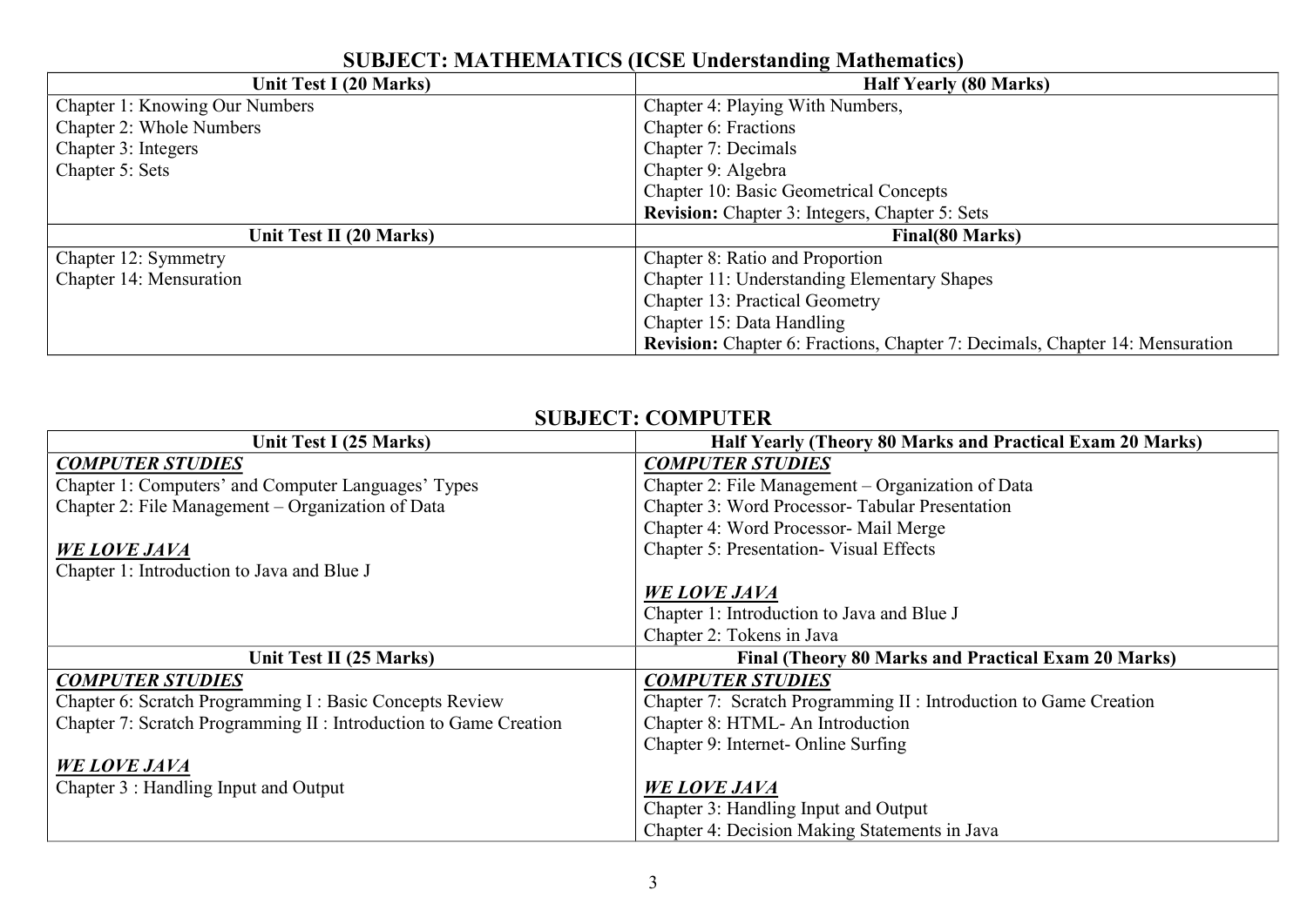## SUBJECT: MATHEMATICS (ICSE Understanding Mathematics)

| Unit Test I (20 Marks) | Half Yearly (80 Marks) |
|---|---|
| Chapter 1: Knowing Our Numbers<br>Chapter 2: Whole Numbers<br>Chapter 3: Integers<br>Chapter 5: Sets | Chapter 4: Playing With Numbers,<br>Chapter 6: Fractions<br>Chapter 7: Decimals<br>Chapter 9: Algebra<br>Chapter 10: Basic Geometrical Concepts<br>**Revision:** Chapter 3: Integers, Chapter 5: Sets |
| **Unit Test II (20 Marks)** | **Final(80 Marks)** |
| Chapter 12: Symmetry<br>Chapter 14: Mensuration | Chapter 8: Ratio and Proportion<br>Chapter 11: Understanding Elementary Shapes<br>Chapter 13: Practical Geometry<br>Chapter 15: Data Handling<br>**Revision:** Chapter 6: Fractions, Chapter 7: Decimals, Chapter 14: Mensuration |

## SUBJECT: COMPUTER

| Unit Test I (25 Marks) | Half Yearly (Theory 80 Marks and Practical Exam 20 Marks) |
|---|---|
| ***COMPUTER STUDIES***<br>Chapter 1: Computers' and Computer Languages' Types<br>Chapter 2: File Management – Organization of Data<br><br>***WE LOVE JAVA***<br>Chapter 1: Introduction to Java and Blue J | ***COMPUTER STUDIES***<br>Chapter 2: File Management – Organization of Data<br>Chapter 3: Word Processor- Tabular Presentation<br>Chapter 4: Word Processor- Mail Merge<br>Chapter 5: Presentation- Visual Effects<br><br>***WE LOVE JAVA***<br>Chapter 1: Introduction to Java and Blue J<br>Chapter 2: Tokens in Java |
| **Unit Test II (25 Marks)** | **Final (Theory 80 Marks and Practical Exam 20 Marks)** |
| ***COMPUTER STUDIES***<br>Chapter 6: Scratch Programming I : Basic Concepts Review<br>Chapter 7: Scratch Programming II : Introduction to Game Creation<br><br>***WE LOVE JAVA***<br>Chapter 3 : Handling Input and Output | ***COMPUTER STUDIES***<br>Chapter 7: Scratch Programming II : Introduction to Game Creation<br>Chapter 8: HTML- An Introduction<br>Chapter 9: Internet- Online Surfing<br><br>***WE LOVE JAVA***<br>Chapter 3: Handling Input and Output<br>Chapter 4: Decision Making Statements in Java |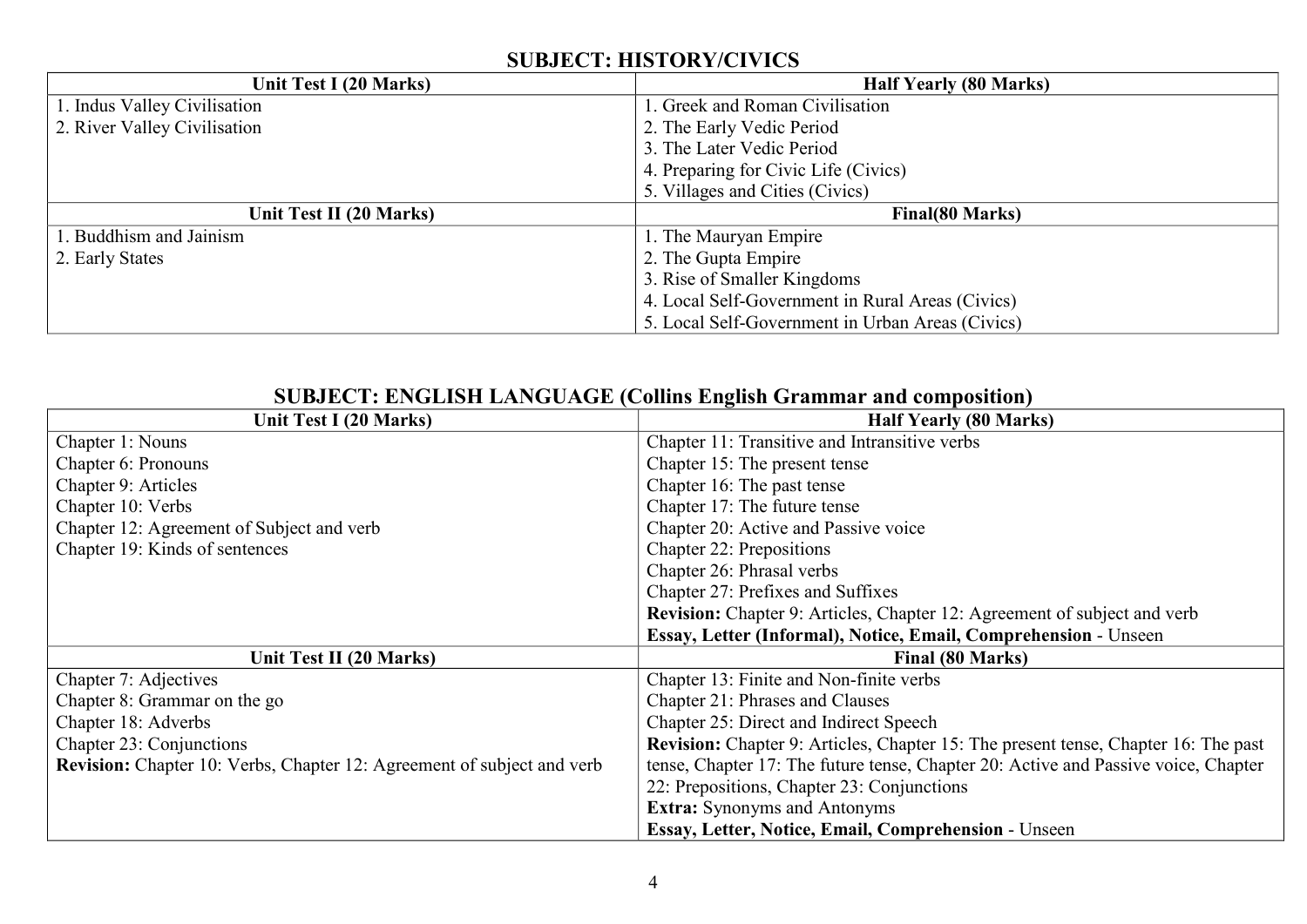## SUBJECT: HISTORY/CIVICS

| Unit Test I (20 Marks) | Half Yearly (80 Marks) |
|---|---|
| 1. Indus Valley Civilisation<br>2. River Valley Civilisation | 1. Greek and Roman Civilisation<br>2. The Early Vedic Period<br>3. The Later Vedic Period<br>4. Preparing for Civic Life (Civics)<br>5. Villages and Cities (Civics) |
| **Unit Test II (20 Marks)** | **Final(80 Marks)** |
| 1. Buddhism and Jainism<br>2. Early States | 1. The Mauryan Empire<br>2. The Gupta Empire<br>3. Rise of Smaller Kingdoms<br>4. Local Self-Government in Rural Areas (Civics)<br>5. Local Self-Government in Urban Areas (Civics) |

## SUBJECT: ENGLISH LANGUAGE (Collins English Grammar and composition)

| Unit Test I (20 Marks) | Half Yearly (80 Marks) |
|---|---|
| Chapter 1: Nouns<br>Chapter 6: Pronouns<br>Chapter 9: Articles<br>Chapter 10: Verbs<br>Chapter 12: Agreement of Subject and verb<br>Chapter 19: Kinds of sentences | Chapter 11: Transitive and Intransitive verbs<br>Chapter 15: The present tense<br>Chapter 16: The past tense<br>Chapter 17: The future tense<br>Chapter 20: Active and Passive voice<br>Chapter 22: Prepositions<br>Chapter 26: Phrasal verbs<br>Chapter 27: Prefixes and Suffixes<br>**Revision:** Chapter 9: Articles, Chapter 12: Agreement of subject and verb<br>**Essay, Letter (Informal), Notice, Email, Comprehension** - Unseen |
| **Unit Test II (20 Marks)** | **Final (80 Marks)** |
| Chapter 7: Adjectives<br>Chapter 8: Grammar on the go<br>Chapter 18: Adverbs<br>Chapter 23: Conjunctions<br>**Revision:** Chapter 10: Verbs, Chapter 12: Agreement of subject and verb | Chapter 13: Finite and Non-finite verbs<br>Chapter 21: Phrases and Clauses<br>Chapter 25: Direct and Indirect Speech<br>**Revision:** Chapter 9: Articles, Chapter 15: The present tense, Chapter 16: The past tense, Chapter 17: The future tense, Chapter 20: Active and Passive voice, Chapter 22: Prepositions, Chapter 23: Conjunctions<br>**Extra:** Synonyms and Antonyms<br>**Essay, Letter, Notice, Email, Comprehension** - Unseen |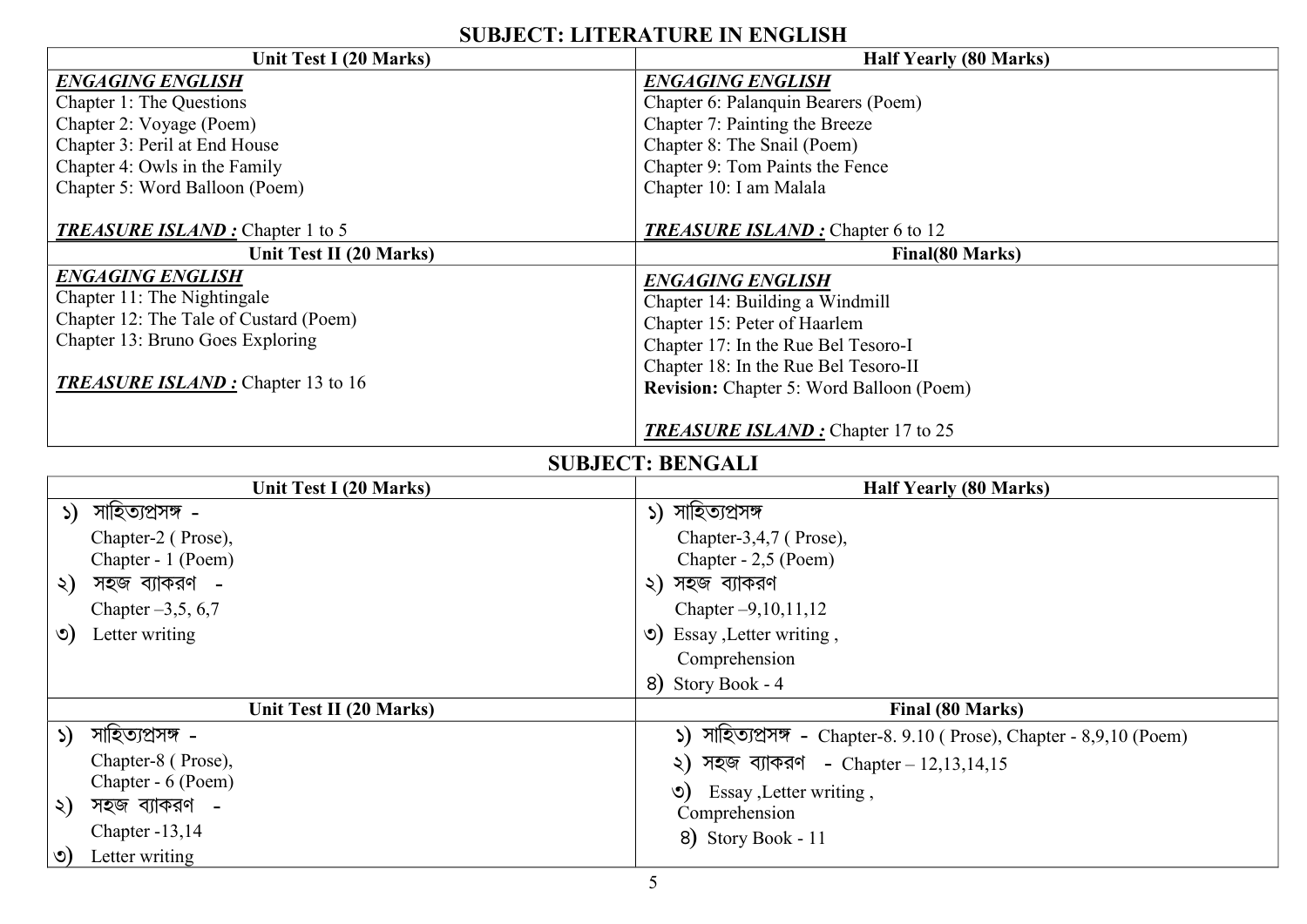## SUBJECT: LITERATURE IN ENGLISH

| Unit Test I (20 Marks) | Half Yearly (80 Marks) |
|---|---|
| ***ENGAGING ENGLISH***<br>Chapter 1: The Questions<br>Chapter 2: Voyage (Poem)<br>Chapter 3: Peril at End House<br>Chapter 4: Owls in the Family<br>Chapter 5: Word Balloon (Poem)<br><br>***TREASURE ISLAND :*** Chapter 1 to 5 | ***ENGAGING ENGLISH***<br>Chapter 6: Palanquin Bearers (Poem)<br>Chapter 7: Painting the Breeze<br>Chapter 8: The Snail (Poem)<br>Chapter 9: Tom Paints the Fence<br>Chapter 10: I am Malala<br><br>***TREASURE ISLAND :*** Chapter 6 to 12 |
| **Unit Test II (20 Marks)** | **Final(80 Marks)** |
| ***ENGAGING ENGLISH***<br>Chapter 11: The Nightingale<br>Chapter 12: The Tale of Custard (Poem)<br>Chapter 13: Bruno Goes Exploring<br><br>***TREASURE ISLAND :*** Chapter 13 to 16 | ***ENGAGING ENGLISH***<br>Chapter 14: Building a Windmill<br>Chapter 15: Peter of Haarlem<br>Chapter 17: In the Rue Bel Tesoro-I<br>Chapter 18: In the Rue Bel Tesoro-II<br>**Revision:** Chapter 5: Word Balloon (Poem)<br><br>***TREASURE ISLAND :*** Chapter 17 to 25 |

## SUBJECT: BENGALI

| Unit Test I (20 Marks) | Half Yearly (80 Marks) |
|---|---|
| ১) সাহিত্যপ্রসঙ্গ -<br>Chapter-2 ( Prose),<br>Chapter - 1 (Poem)<br>২) সহজ ব্যাকরণ -<br>Chapter –3,5, 6,7<br>৩) Letter writing | ১) সাহিত্যপ্রসঙ্গ<br>Chapter-3,4,7 ( Prose),<br>Chapter - 2,5 (Poem)<br>২) সহজ ব্যাকরণ<br>Chapter –9,10,11,12<br>৩) Essay ,Letter writing ,<br>Comprehension<br>৪) Story Book - 4 |
| **Unit Test II (20 Marks)** | **Final (80 Marks)** |
| ১) সাহিত্যপ্রসঙ্গ -<br>Chapter-8 ( Prose),<br>Chapter - 6 (Poem)<br>২) সহজ ব্যাকরণ -<br>Chapter -13,14<br>৩) Letter writing | ১) সাহিত্যপ্রসঙ্গ - Chapter-8. 9.10 ( Prose), Chapter - 8,9,10 (Poem)<br>২) সহজ ব্যাকরণ - Chapter – 12,13,14,15<br>৩) Essay ,Letter writing ,<br>Comprehension<br>৪) Story Book - 11 |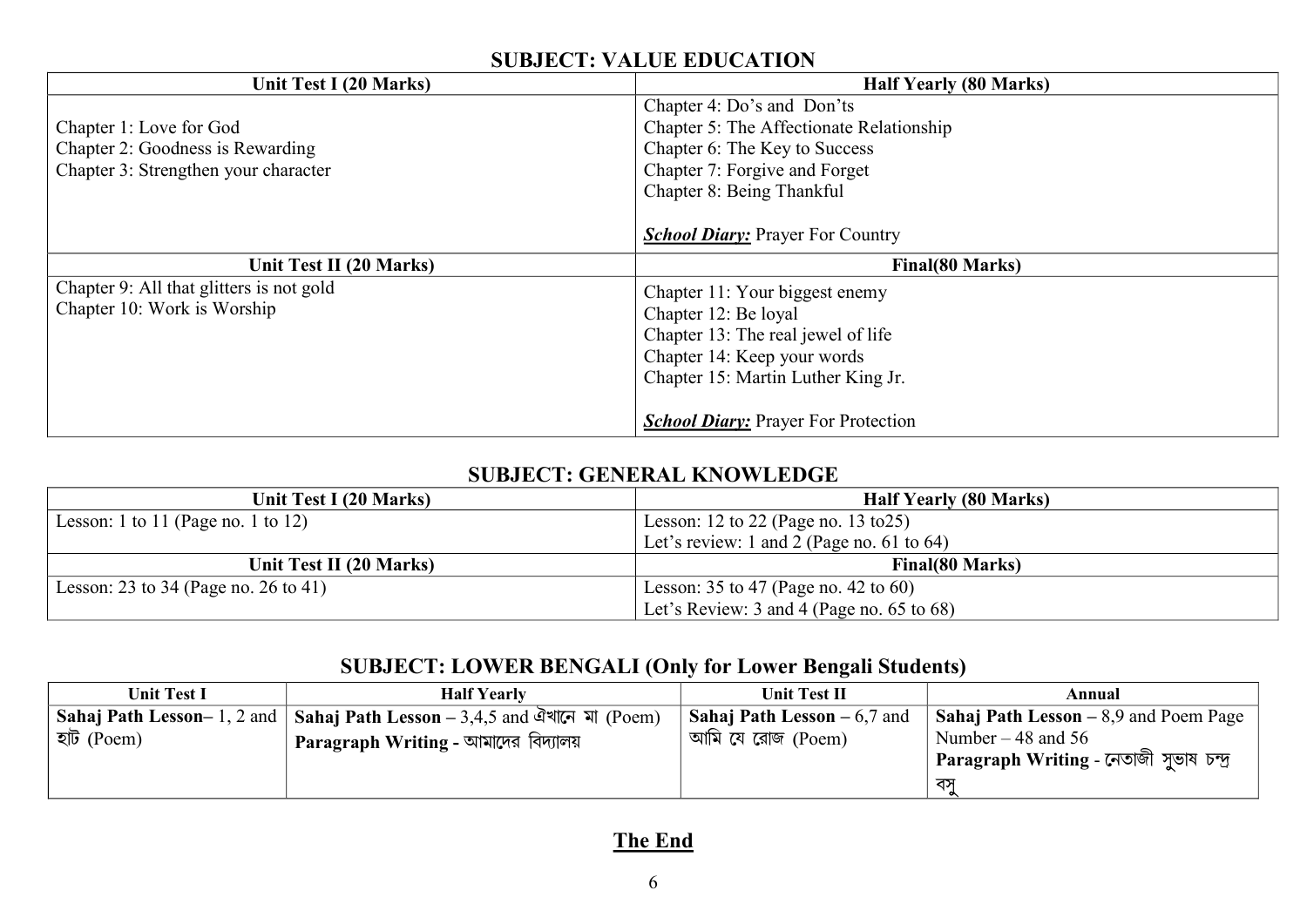## SUBJECT: VALUE EDUCATION

| Unit Test I (20 Marks) | Half Yearly (80 Marks) |
|---|---|
| Chapter 1: Love for God<br>Chapter 2: Goodness is Rewarding<br>Chapter 3: Strengthen your character | Chapter 4: Do's and Don'ts<br>Chapter 5: The Affectionate Relationship<br>Chapter 6: The Key to Success<br>Chapter 7: Forgive and Forget<br>Chapter 8: Being Thankful<br><br>***School Diary:*** Prayer For Country |
| **Unit Test II (20 Marks)** | **Final(80 Marks)** |
| Chapter 9: All that glitters is not gold<br>Chapter 10: Work is Worship | Chapter 11: Your biggest enemy<br>Chapter 12: Be loyal<br>Chapter 13: The real jewel of life<br>Chapter 14: Keep your words<br>Chapter 15: Martin Luther King Jr.<br><br>***School Diary:*** Prayer For Protection |

## SUBJECT: GENERAL KNOWLEDGE

| Unit Test I (20 Marks) | Half Yearly (80 Marks) |
|---|---|
| Lesson: 1 to 11 (Page no. 1 to 12) | Lesson: 12 to 22 (Page no. 13 to25)<br>Let's review: 1 and 2 (Page no. 61 to 64) |
| **Unit Test II (20 Marks)** | **Final(80 Marks)** |
| Lesson: 23 to 34 (Page no. 26 to 41) | Lesson: 35 to 47 (Page no. 42 to 60)<br>Let's Review: 3 and 4 (Page no. 65 to 68) |

## SUBJECT: LOWER BENGALI (Only for Lower Bengali Students)

| Unit Test I | Half Yearly | Unit Test II | Annual |
|---|---|---|---|
| **Sahaj Path Lesson**– 1, 2 and হাট (Poem) | **Sahaj Path Lesson** – 3,4,5 and ঐখানে মা (Poem)<br>**Paragraph Writing -** আমাদের বিদ্যালয় | **Sahaj Path Lesson** – 6,7 and আমি যে রোজ (Poem) | **Sahaj Path Lesson** – 8,9 and Poem Page Number – 48 and 56<br>**Paragraph Writing** - নেতাজী সুভাষ চন্দ্র বসু |

**<u>The End</u>**